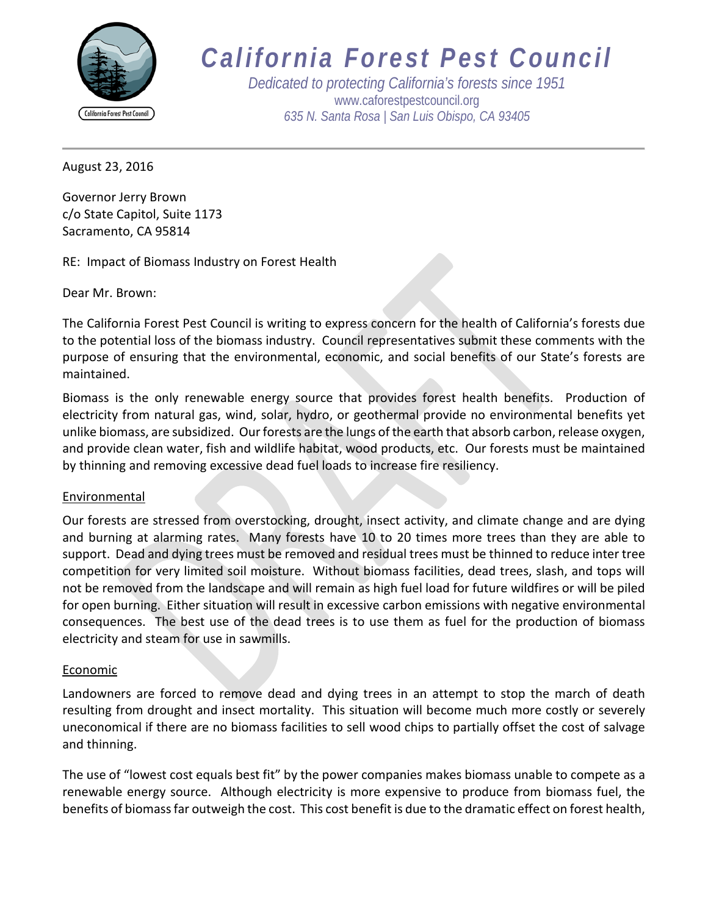# California Forest Pest Council

*Dedicated to protecting California's forests since 1951*
www.caforestpestcouncil.org
*635 N. Santa Rosa | San Luis Obispo, CA 93405*

---

August 23, 2016

Governor Jerry Brown
c/o State Capitol, Suite 1173
Sacramento, CA 95814

RE: Impact of Biomass Industry on Forest Health

Dear Mr. Brown:

The California Forest Pest Council is writing to express concern for the health of California's forests due to the potential loss of the biomass industry. Council representatives submit these comments with the purpose of ensuring that the environmental, economic, and social benefits of our State's forests are maintained.

Biomass is the only renewable energy source that provides forest health benefits. Production of electricity from natural gas, wind, solar, hydro, or geothermal provide no environmental benefits yet unlike biomass, are subsidized. Our forests are the lungs of the earth that absorb carbon, release oxygen, and provide clean water, fish and wildlife habitat, wood products, etc. Our forests must be maintained by thinning and removing excessive dead fuel loads to increase fire resiliency.

<u>Environmental</u>

Our forests are stressed from overstocking, drought, insect activity, and climate change and are dying and burning at alarming rates. Many forests have 10 to 20 times more trees than they are able to support. Dead and dying trees must be removed and residual trees must be thinned to reduce inter tree competition for very limited soil moisture. Without biomass facilities, dead trees, slash, and tops will not be removed from the landscape and will remain as high fuel load for future wildfires or will be piled for open burning. Either situation will result in excessive carbon emissions with negative environmental consequences. The best use of the dead trees is to use them as fuel for the production of biomass electricity and steam for use in sawmills.

<u>Economic</u>

Landowners are forced to remove dead and dying trees in an attempt to stop the march of death resulting from drought and insect mortality. This situation will become much more costly or severely uneconomical if there are no biomass facilities to sell wood chips to partially offset the cost of salvage and thinning.

The use of "lowest cost equals best fit" by the power companies makes biomass unable to compete as a renewable energy source. Although electricity is more expensive to produce from biomass fuel, the benefits of biomass far outweigh the cost. This cost benefit is due to the dramatic effect on forest health,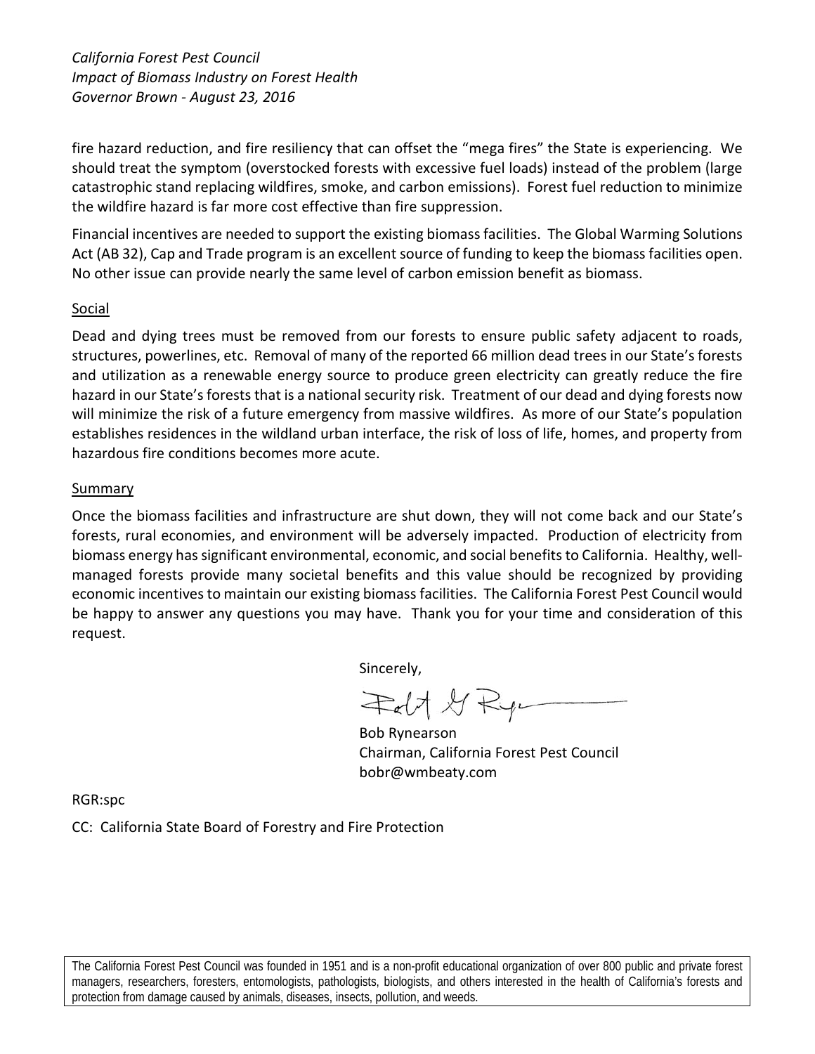fire hazard reduction, and fire resiliency that can offset the "mega fires" the State is experiencing. We should treat the symptom (overstocked forests with excessive fuel loads) instead of the problem (large catastrophic stand replacing wildfires, smoke, and carbon emissions). Forest fuel reduction to minimize the wildfire hazard is far more cost effective than fire suppression.

Financial incentives are needed to support the existing biomass facilities. The Global Warming Solutions Act (AB 32), Cap and Trade program is an excellent source of funding to keep the biomass facilities open. No other issue can provide nearly the same level of carbon emission benefit as biomass.

Social

Dead and dying trees must be removed from our forests to ensure public safety adjacent to roads, structures, powerlines, etc. Removal of many of the reported 66 million dead trees in our State's forests and utilization as a renewable energy source to produce green electricity can greatly reduce the fire hazard in our State's forests that is a national security risk. Treatment of our dead and dying forests now will minimize the risk of a future emergency from massive wildfires. As more of our State's population establishes residences in the wildland urban interface, the risk of loss of life, homes, and property from hazardous fire conditions becomes more acute.

Summary

Once the biomass facilities and infrastructure are shut down, they will not come back and our State's forests, rural economies, and environment will be adversely impacted. Production of electricity from biomass energy has significant environmental, economic, and social benefits to California. Healthy, well-managed forests provide many societal benefits and this value should be recognized by providing economic incentives to maintain our existing biomass facilities. The California Forest Pest Council would be happy to answer any questions you may have. Thank you for your time and consideration of this request.

Sincerely,

Bob Rynearson
Chairman, California Forest Pest Council
bobr@wmbeaty.com

RGR:spc

CC: California State Board of Forestry and Fire Protection

The California Forest Pest Council was founded in 1951 and is a non-profit educational organization of over 800 public and private forest managers, researchers, foresters, entomologists, pathologists, biologists, and others interested in the health of California's forests and protection from damage caused by animals, diseases, insects, pollution, and weeds.